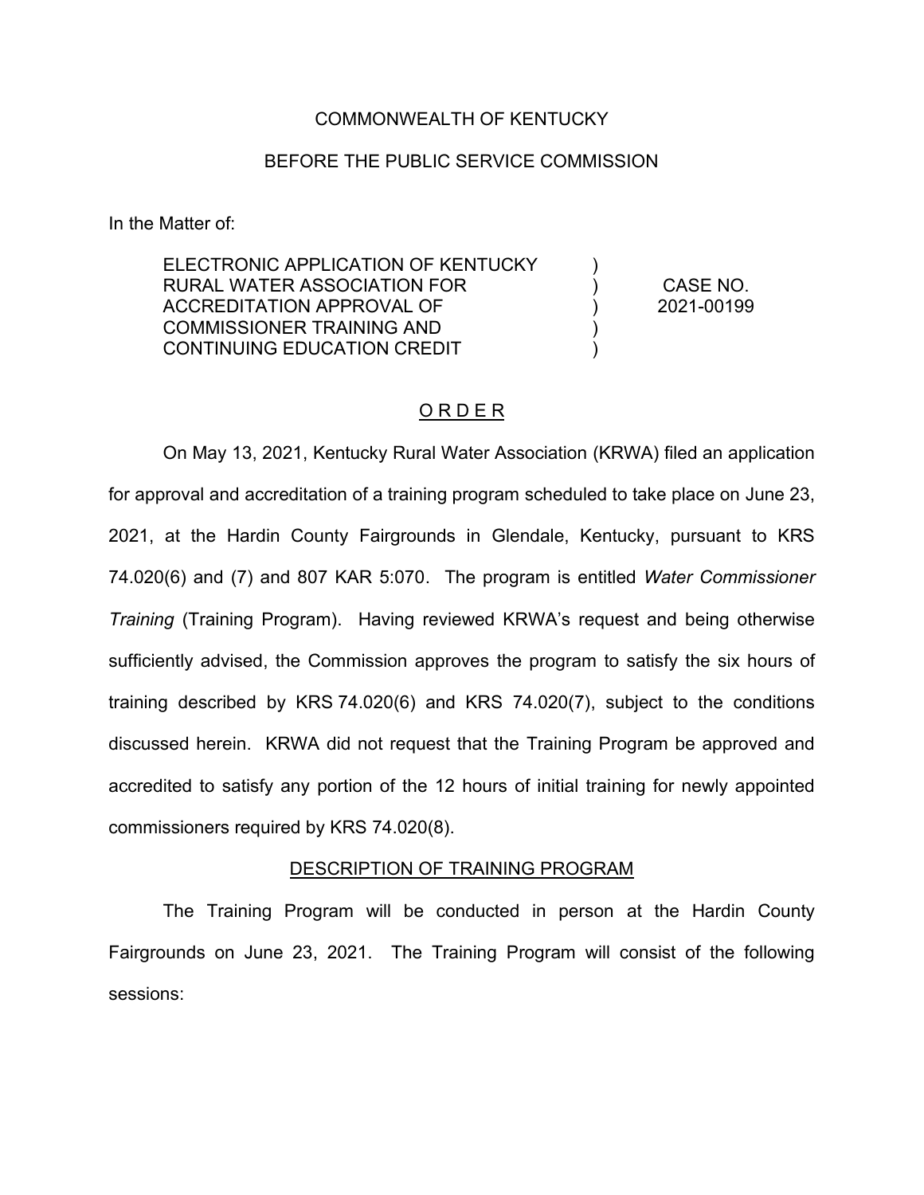COMMONWEALTH OF KENTUCKY

BEFORE THE PUBLIC SERVICE COMMISSION

In the Matter of:

| | | |
|---|---|---|
| ELECTRONIC APPLICATION OF KENTUCKY RURAL WATER ASSOCIATION FOR ACCREDITATION APPROVAL OF COMMISSIONER TRAINING AND CONTINUING EDUCATION CREDIT | ) ) ) ) ) | CASE NO. 2021-00199 |

## O R D E R

On May 13, 2021, Kentucky Rural Water Association (KRWA) filed an application for approval and accreditation of a training program scheduled to take place on June 23, 2021, at the Hardin County Fairgrounds in Glendale, Kentucky, pursuant to KRS 74.020(6) and (7) and 807 KAR 5:070. The program is entitled *Water Commissioner Training* (Training Program). Having reviewed KRWA's request and being otherwise sufficiently advised, the Commission approves the program to satisfy the six hours of training described by KRS 74.020(6) and KRS 74.020(7), subject to the conditions discussed herein. KRWA did not request that the Training Program be approved and accredited to satisfy any portion of the 12 hours of initial training for newly appointed commissioners required by KRS 74.020(8).

### DESCRIPTION OF TRAINING PROGRAM

The Training Program will be conducted in person at the Hardin County Fairgrounds on June 23, 2021. The Training Program will consist of the following sessions: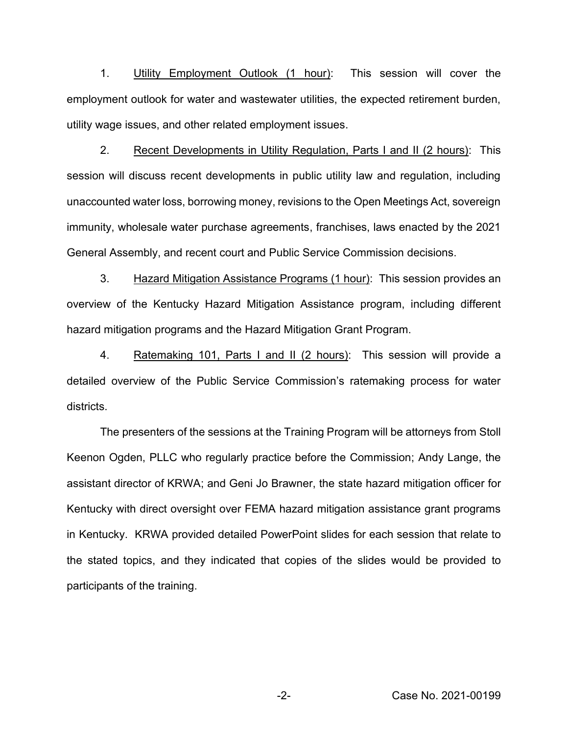1. <u>Utility Employment Outlook (1 hour)</u>: This session will cover the employment outlook for water and wastewater utilities, the expected retirement burden, utility wage issues, and other related employment issues.

2. <u>Recent Developments in Utility Regulation, Parts I and II (2 hours)</u>: This session will discuss recent developments in public utility law and regulation, including unaccounted water loss, borrowing money, revisions to the Open Meetings Act, sovereign immunity, wholesale water purchase agreements, franchises, laws enacted by the 2021 General Assembly, and recent court and Public Service Commission decisions.

3. <u>Hazard Mitigation Assistance Programs (1 hour)</u>: This session provides an overview of the Kentucky Hazard Mitigation Assistance program, including different hazard mitigation programs and the Hazard Mitigation Grant Program.

4. <u>Ratemaking 101, Parts I and II (2 hours)</u>: This session will provide a detailed overview of the Public Service Commission's ratemaking process for water districts.

The presenters of the sessions at the Training Program will be attorneys from Stoll Keenon Ogden, PLLC who regularly practice before the Commission; Andy Lange, the assistant director of KRWA; and Geni Jo Brawner, the state hazard mitigation officer for Kentucky with direct oversight over FEMA hazard mitigation assistance grant programs in Kentucky. KRWA provided detailed PowerPoint slides for each session that relate to the stated topics, and they indicated that copies of the slides would be provided to participants of the training.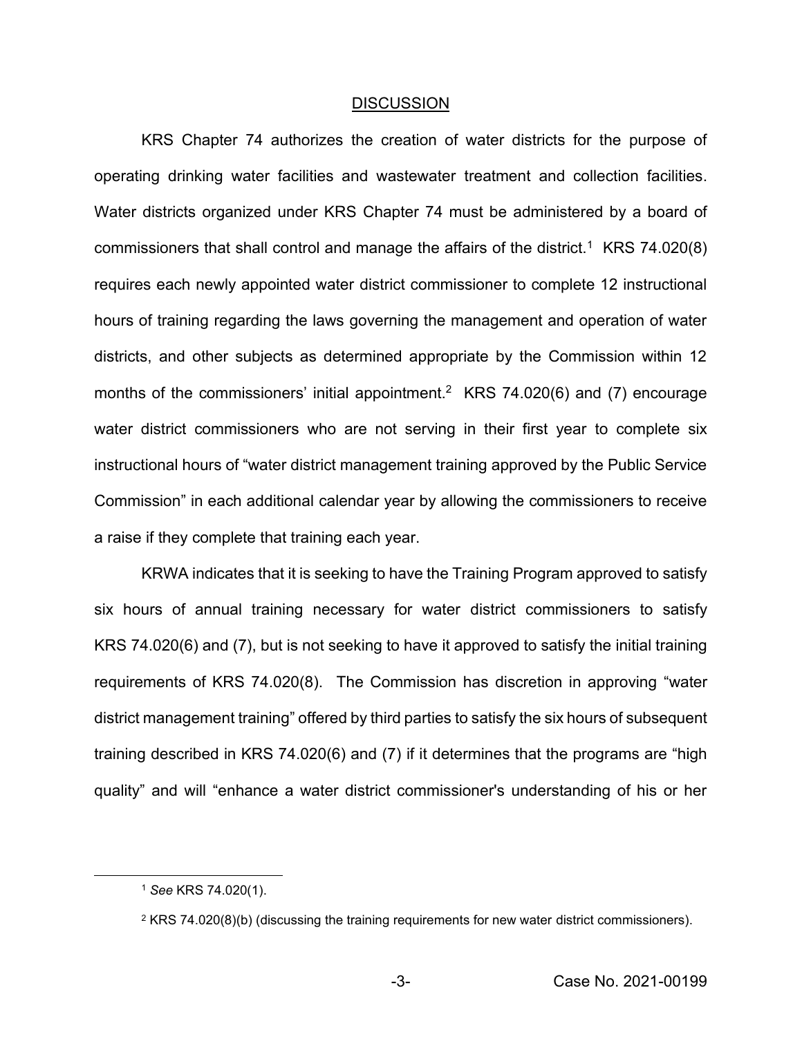## DISCUSSION

KRS Chapter 74 authorizes the creation of water districts for the purpose of operating drinking water facilities and wastewater treatment and collection facilities. Water districts organized under KRS Chapter 74 must be administered by a board of commissioners that shall control and manage the affairs of the district.[1] KRS 74.020(8) requires each newly appointed water district commissioner to complete 12 instructional hours of training regarding the laws governing the management and operation of water districts, and other subjects as determined appropriate by the Commission within 12 months of the commissioners' initial appointment.[2] KRS 74.020(6) and (7) encourage water district commissioners who are not serving in their first year to complete six instructional hours of "water district management training approved by the Public Service Commission" in each additional calendar year by allowing the commissioners to receive a raise if they complete that training each year.

KRWA indicates that it is seeking to have the Training Program approved to satisfy six hours of annual training necessary for water district commissioners to satisfy KRS 74.020(6) and (7), but is not seeking to have it approved to satisfy the initial training requirements of KRS 74.020(8). The Commission has discretion in approving "water district management training" offered by third parties to satisfy the six hours of subsequent training described in KRS 74.020(6) and (7) if it determines that the programs are "high quality" and will "enhance a water district commissioner's understanding of his or her

[1] *See* KRS 74.020(1).

[2] KRS 74.020(8)(b) (discussing the training requirements for new water district commissioners).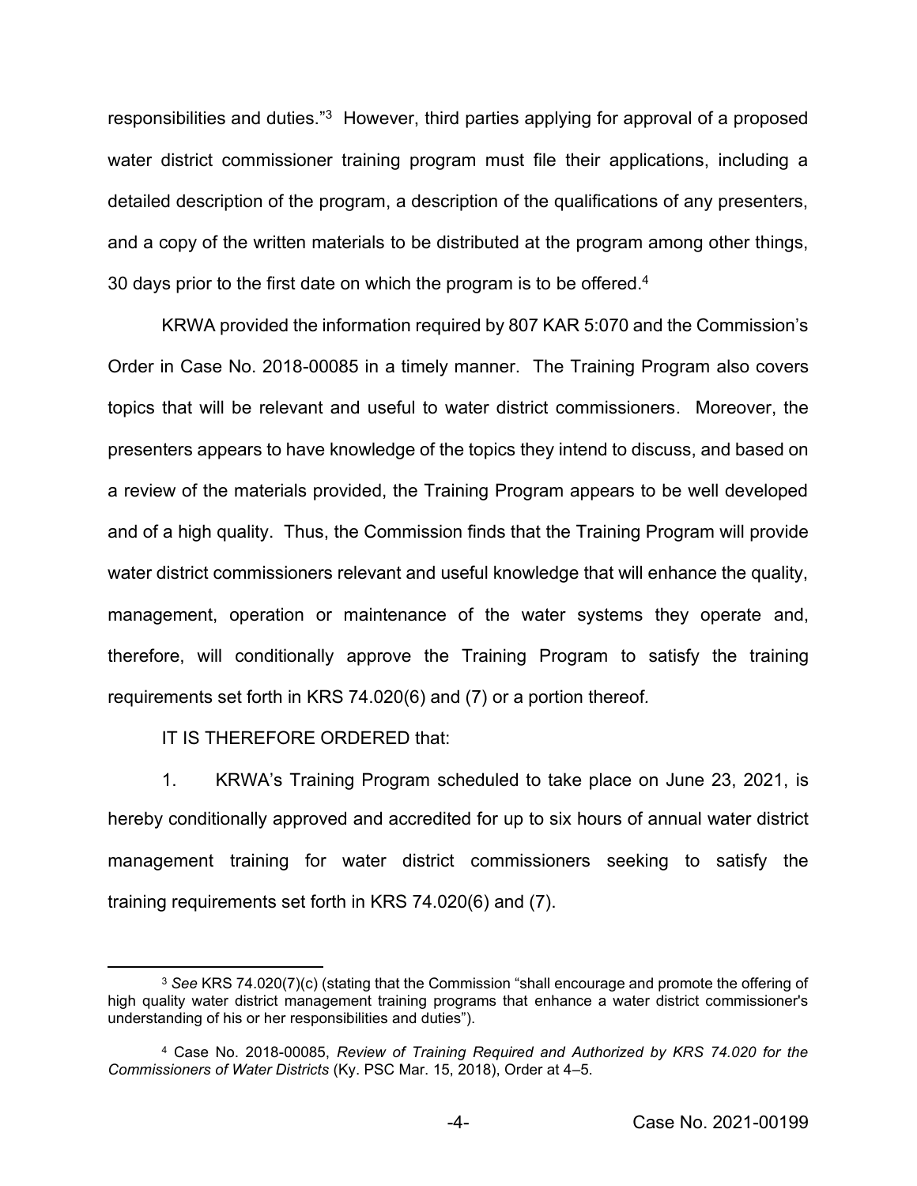responsibilities and duties."[3] However, third parties applying for approval of a proposed water district commissioner training program must file their applications, including a detailed description of the program, a description of the qualifications of any presenters, and a copy of the written materials to be distributed at the program among other things, 30 days prior to the first date on which the program is to be offered.[4]

KRWA provided the information required by 807 KAR 5:070 and the Commission's Order in Case No. 2018-00085 in a timely manner. The Training Program also covers topics that will be relevant and useful to water district commissioners. Moreover, the presenters appears to have knowledge of the topics they intend to discuss, and based on a review of the materials provided, the Training Program appears to be well developed and of a high quality. Thus, the Commission finds that the Training Program will provide water district commissioners relevant and useful knowledge that will enhance the quality, management, operation or maintenance of the water systems they operate and, therefore, will conditionally approve the Training Program to satisfy the training requirements set forth in KRS 74.020(6) and (7) or a portion thereof.

IT IS THEREFORE ORDERED that:

1. KRWA's Training Program scheduled to take place on June 23, 2021, is hereby conditionally approved and accredited for up to six hours of annual water district management training for water district commissioners seeking to satisfy the training requirements set forth in KRS 74.020(6) and (7).

---

[3] *See* KRS 74.020(7)(c) (stating that the Commission "shall encourage and promote the offering of high quality water district management training programs that enhance a water district commissioner's understanding of his or her responsibilities and duties").

[4] Case No. 2018-00085, *Review of Training Required and Authorized by KRS 74.020 for the Commissioners of Water Districts* (Ky. PSC Mar. 15, 2018), Order at 4–5.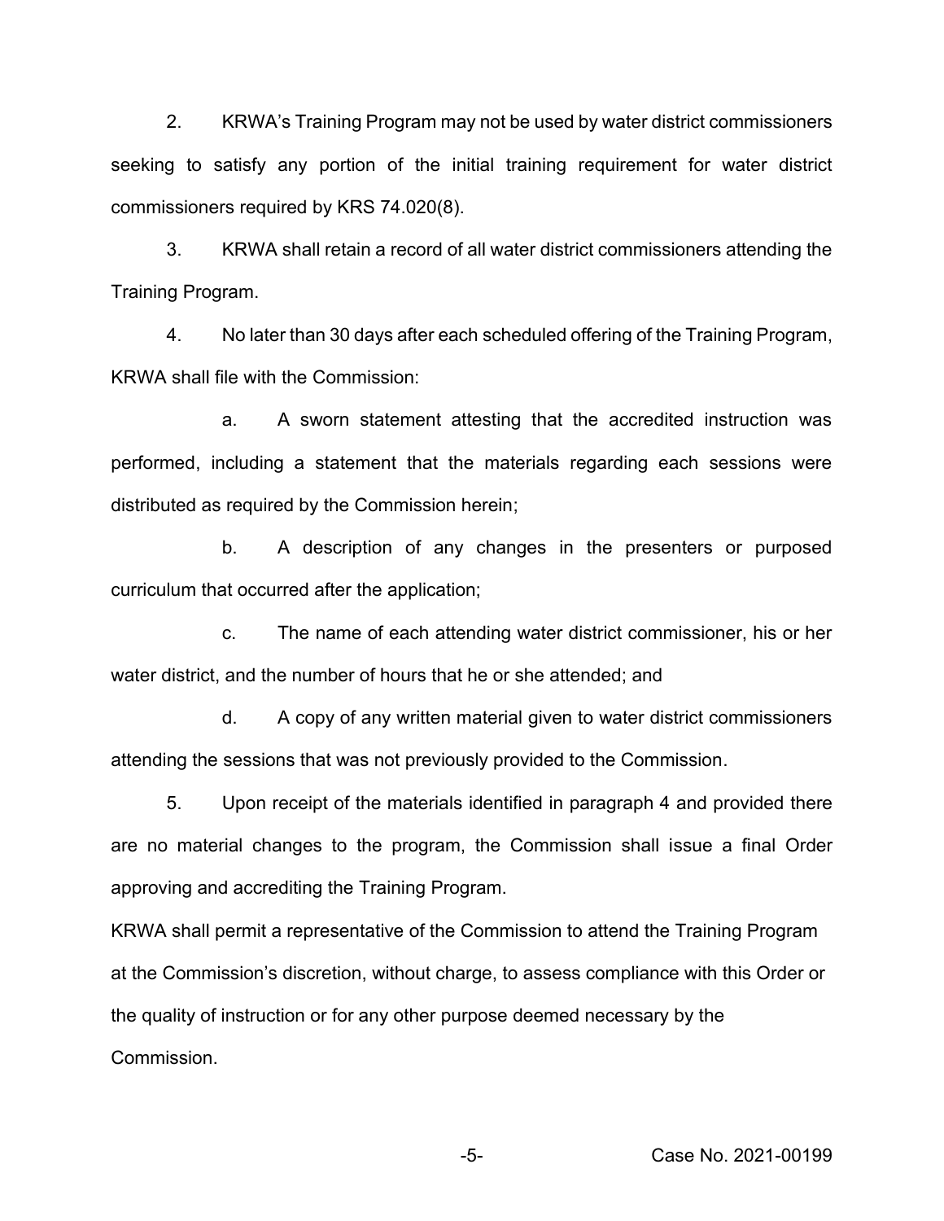2. KRWA's Training Program may not be used by water district commissioners seeking to satisfy any portion of the initial training requirement for water district commissioners required by KRS 74.020(8).

3. KRWA shall retain a record of all water district commissioners attending the Training Program.

4. No later than 30 days after each scheduled offering of the Training Program, KRWA shall file with the Commission:

a. A sworn statement attesting that the accredited instruction was performed, including a statement that the materials regarding each sessions were distributed as required by the Commission herein;

b. A description of any changes in the presenters or purposed curriculum that occurred after the application;

c. The name of each attending water district commissioner, his or her water district, and the number of hours that he or she attended; and

d. A copy of any written material given to water district commissioners attending the sessions that was not previously provided to the Commission.

5. Upon receipt of the materials identified in paragraph 4 and provided there are no material changes to the program, the Commission shall issue a final Order approving and accrediting the Training Program.

KRWA shall permit a representative of the Commission to attend the Training Program at the Commission's discretion, without charge, to assess compliance with this Order or the quality of instruction or for any other purpose deemed necessary by the Commission.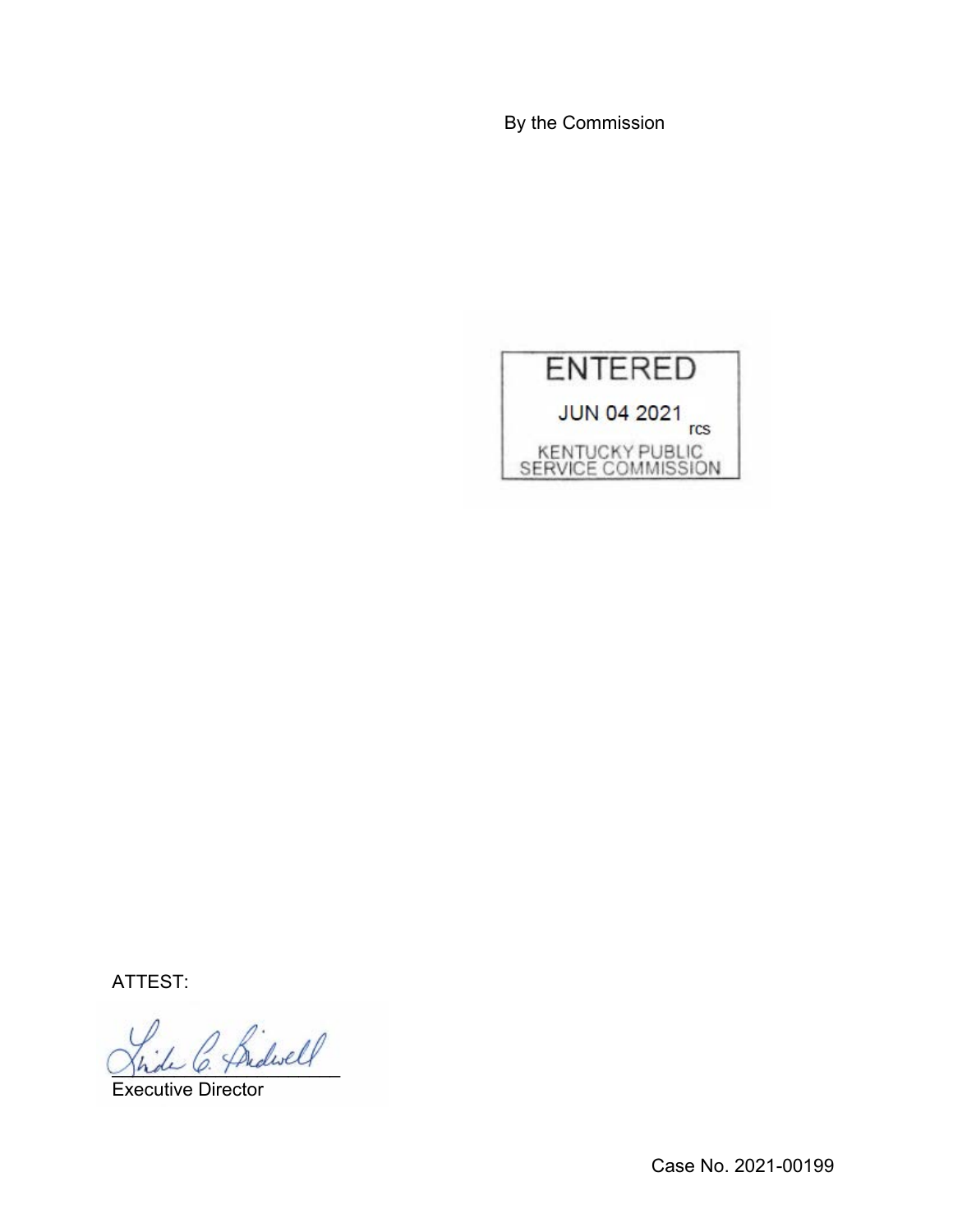By the Commission

ENTERED

JUN 04 2021

rcs

KENTUCKY PUBLIC SERVICE COMMISSION

ATTEST:

Executive Director

Case No. 2021-00199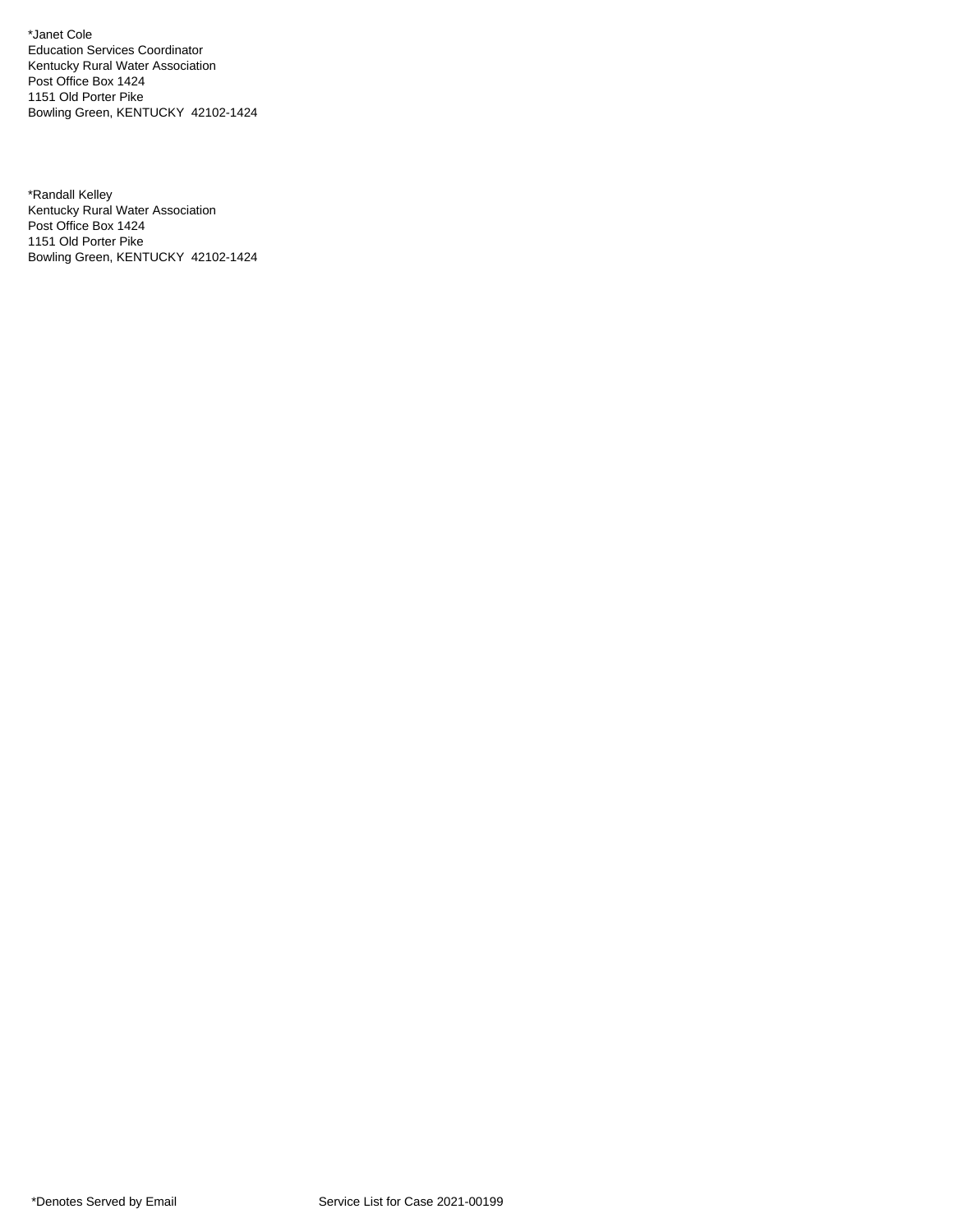*Janet Cole
Education Services Coordinator
Kentucky Rural Water Association
Post Office Box 1424
1151 Old Porter Pike
Bowling Green, KENTUCKY 42102-1424

*Randall Kelley
Kentucky Rural Water Association
Post Office Box 1424
1151 Old Porter Pike
Bowling Green, KENTUCKY 42102-1424